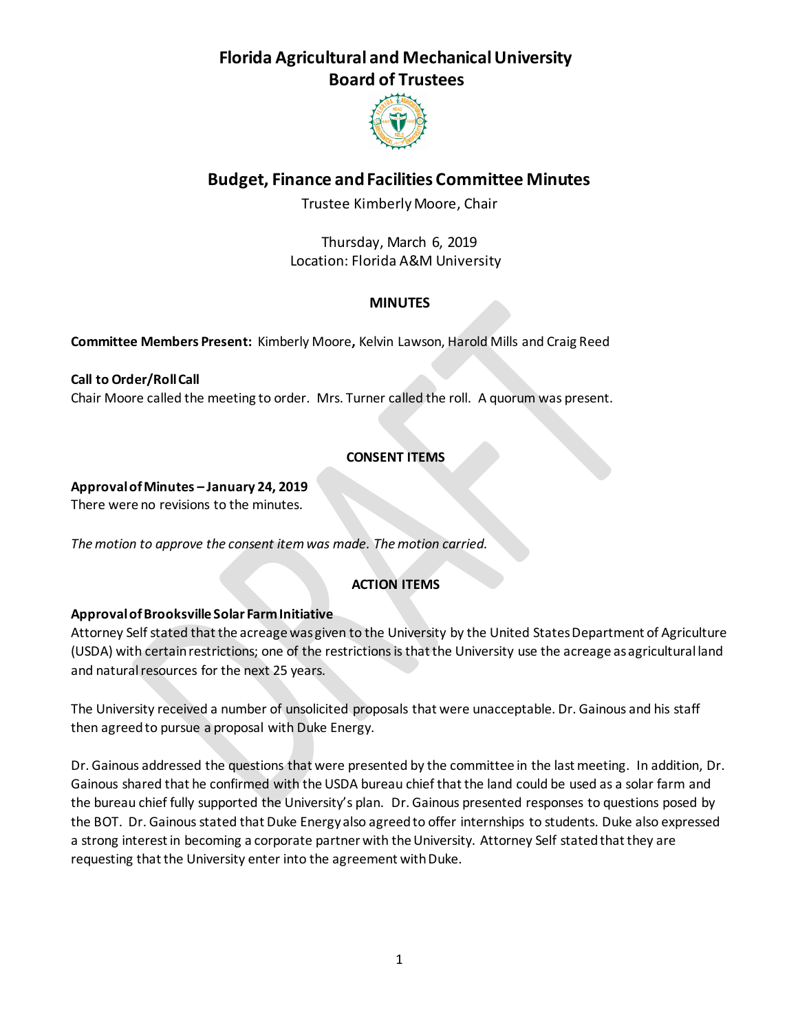# Florida Agricultural and Mechanical University
# Board of Trustees

## Budget, Finance and Facilities Committee Minutes

Trustee Kimberly Moore, Chair

Thursday, March 6, 2019
Location: Florida A&M University

### MINUTES

**Committee Members Present:** Kimberly Moore**,** Kelvin Lawson, Harold Mills and Craig Reed

**Call to Order/Roll Call**
Chair Moore called the meeting to order. Mrs. Turner called the roll. A quorum was present.

### CONSENT ITEMS

**Approval of Minutes – January 24, 2019**
There were no revisions to the minutes.

*The motion to approve the consent item was made. The motion carried.*

### ACTION ITEMS

**Approval of Brooksville Solar Farm Initiative**
Attorney Self stated that the acreage was given to the University by the United States Department of Agriculture (USDA) with certain restrictions; one of the restrictions is that the University use the acreage as agricultural land and natural resources for the next 25 years.

The University received a number of unsolicited proposals that were unacceptable. Dr. Gainous and his staff then agreed to pursue a proposal with Duke Energy.

Dr. Gainous addressed the questions that were presented by the committee in the last meeting. In addition, Dr. Gainous shared that he confirmed with the USDA bureau chief that the land could be used as a solar farm and the bureau chief fully supported the University's plan. Dr. Gainous presented responses to questions posed by the BOT. Dr. Gainous stated that Duke Energy also agreed to offer internships to students. Duke also expressed a strong interest in becoming a corporate partner with the University. Attorney Self stated that they are requesting that the University enter into the agreement with Duke.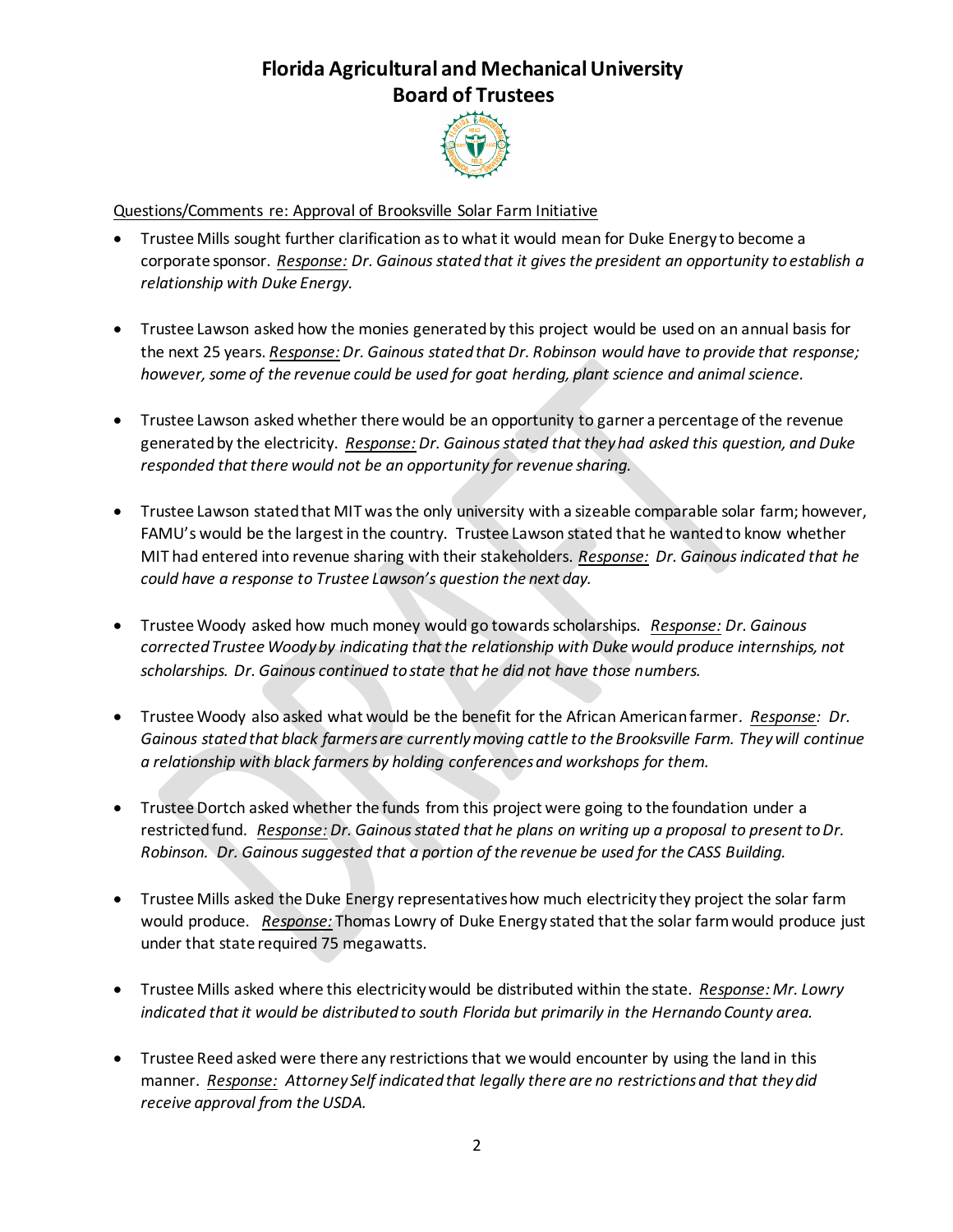# Florida Agricultural and Mechanical University
## Board of Trustees

Questions/Comments re: Approval of Brooksville Solar Farm Initiative

- Trustee Mills sought further clarification as to what it would mean for Duke Energy to become a corporate sponsor. ***Response:*** *Dr. Gainous stated that it gives the president an opportunity to establish a relationship with Duke Energy.*

- Trustee Lawson asked how the monies generated by this project would be used on an annual basis for the next 25 years. ***Response:*** *Dr. Gainous stated that Dr. Robinson would have to provide that response; however, some of the revenue could be used for goat herding, plant science and animal science.*

- Trustee Lawson asked whether there would be an opportunity to garner a percentage of the revenue generated by the electricity. ***Response:*** *Dr. Gainous stated that they had asked this question, and Duke responded that there would not be an opportunity for revenue sharing.*

- Trustee Lawson stated that MIT was the only university with a sizeable comparable solar farm; however, FAMU's would be the largest in the country. Trustee Lawson stated that he wanted to know whether MIT had entered into revenue sharing with their stakeholders. ***Response:*** *Dr. Gainous indicated that he could have a response to Trustee Lawson's question the next day.*

- Trustee Woody asked how much money would go towards scholarships. ***Response:*** *Dr. Gainous corrected Trustee Woody by indicating that the relationship with Duke would produce internships, not scholarships. Dr. Gainous continued to state that he did not have those numbers.*

- Trustee Woody also asked what would be the benefit for the African American farmer. ***Response:*** *Dr. Gainous stated that black farmers are currently moving cattle to the Brooksville Farm. They will continue a relationship with black farmers by holding conferences and workshops for them.*

- Trustee Dortch asked whether the funds from this project were going to the foundation under a restricted fund. ***Response:*** *Dr. Gainous stated that he plans on writing up a proposal to present to Dr. Robinson. Dr. Gainous suggested that a portion of the revenue be used for the CASS Building.*

- Trustee Mills asked the Duke Energy representatives how much electricity they project the solar farm would produce. ***Response:*** Thomas Lowry of Duke Energy stated that the solar farm would produce just under that state required 75 megawatts.

- Trustee Mills asked where this electricity would be distributed within the state. ***Response:*** *Mr. Lowry indicated that it would be distributed to south Florida but primarily in the Hernando County area.*

- Trustee Reed asked were there any restrictions that we would encounter by using the land in this manner. ***Response:*** *Attorney Self indicated that legally there are no restrictions and that they did receive approval from the USDA.*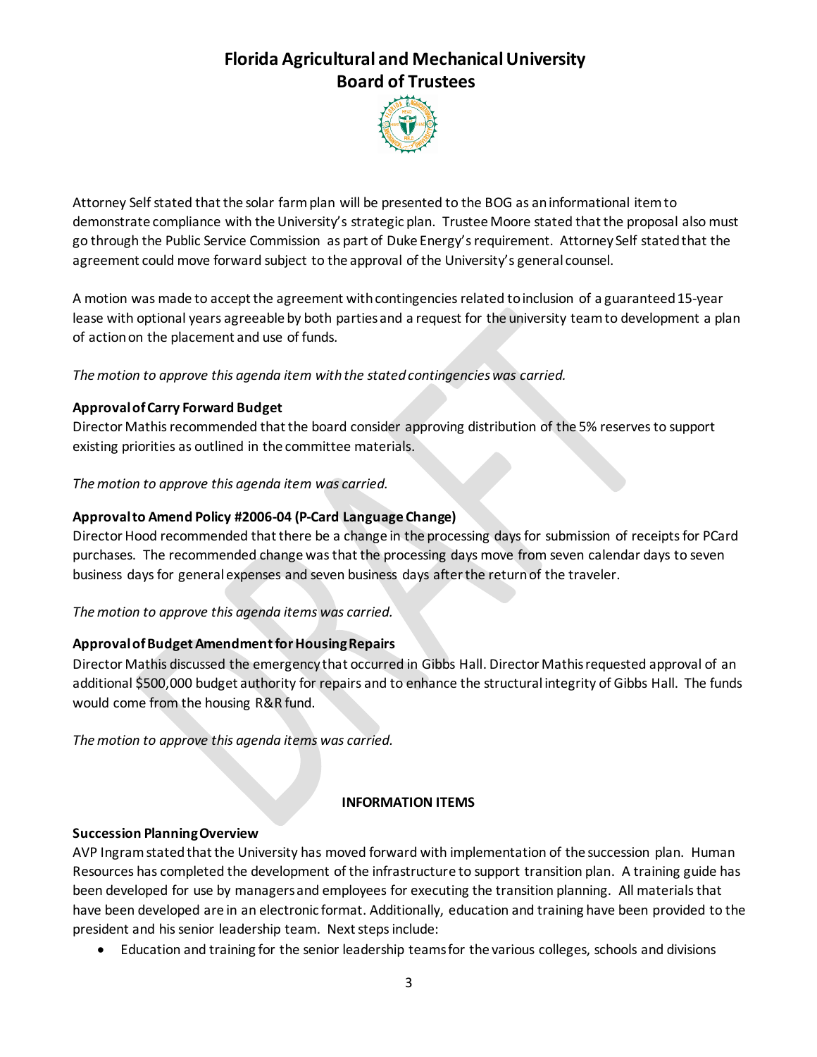Attorney Self stated that the solar farm plan will be presented to the BOG as an informational item to demonstrate compliance with the University's strategic plan. Trustee Moore stated that the proposal also must go through the Public Service Commission as part of Duke Energy's requirement. Attorney Self stated that the agreement could move forward subject to the approval of the University's general counsel.

A motion was made to accept the agreement with contingencies related to inclusion of a guaranteed 15-year lease with optional years agreeable by both parties and a request for the university team to development a plan of action on the placement and use of funds.

*The motion to approve this agenda item with the stated contingencies was carried.*

**Approval of Carry Forward Budget**
Director Mathis recommended that the board consider approving distribution of the 5% reserves to support existing priorities as outlined in the committee materials.

*The motion to approve this agenda item was carried.*

**Approval to Amend Policy #2006-04 (P-Card Language Change)**
Director Hood recommended that there be a change in the processing days for submission of receipts for PCard purchases. The recommended change was that the processing days move from seven calendar days to seven business days for general expenses and seven business days after the return of the traveler.

*The motion to approve this agenda items was carried.*

**Approval of Budget Amendment for Housing Repairs**
Director Mathis discussed the emergency that occurred in Gibbs Hall. Director Mathis requested approval of an additional $500,000 budget authority for repairs and to enhance the structural integrity of Gibbs Hall. The funds would come from the housing R&R fund.

*The motion to approve this agenda items was carried.*

**INFORMATION ITEMS**

**Succession Planning Overview**
AVP Ingram stated that the University has moved forward with implementation of the succession plan. Human Resources has completed the development of the infrastructure to support transition plan. A training guide has been developed for use by managers and employees for executing the transition planning. All materials that have been developed are in an electronic format. Additionally, education and training have been provided to the president and his senior leadership team. Next steps include:

- Education and training for the senior leadership teams for the various colleges, schools and divisions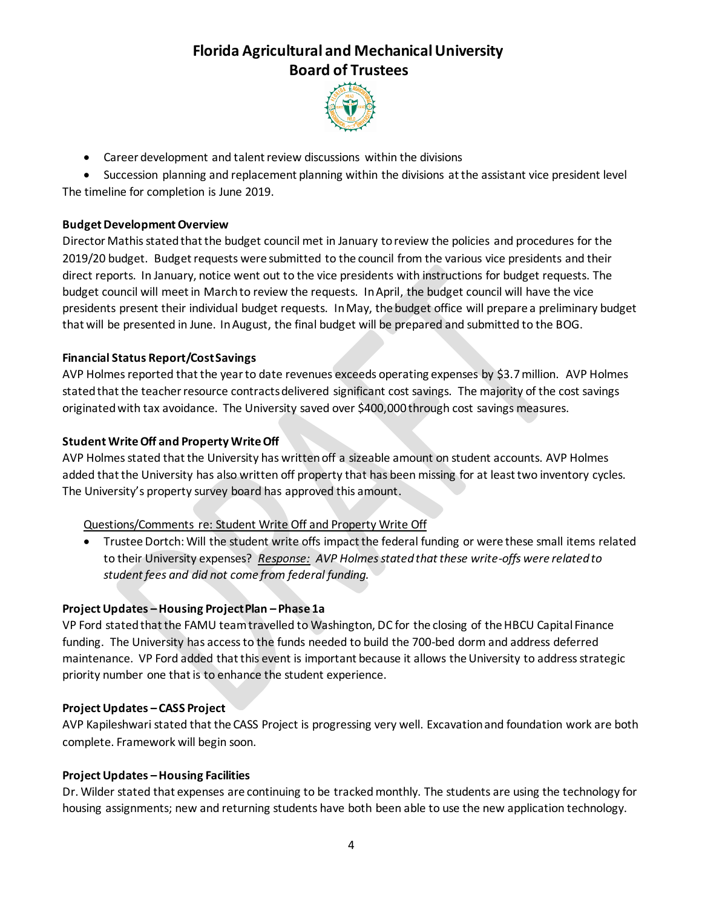- Career development and talent review discussions within the divisions
- Succession planning and replacement planning within the divisions at the assistant vice president level

The timeline for completion is June 2019.

**Budget Development Overview**

Director Mathis stated that the budget council met in January to review the policies and procedures for the 2019/20 budget. Budget requests were submitted to the council from the various vice presidents and their direct reports. In January, notice went out to the vice presidents with instructions for budget requests. The budget council will meet in March to review the requests. In April, the budget council will have the vice presidents present their individual budget requests. In May, the budget office will prepare a preliminary budget that will be presented in June. In August, the final budget will be prepared and submitted to the BOG.

**Financial Status Report/Cost Savings**

AVP Holmes reported that the year to date revenues exceeds operating expenses by $3.7 million. AVP Holmes stated that the teacher resource contracts delivered significant cost savings. The majority of the cost savings originated with tax avoidance. The University saved over $400,000 through cost savings measures.

**Student Write Off and Property Write Off**

AVP Holmes stated that the University has written off a sizeable amount on student accounts. AVP Holmes added that the University has also written off property that has been missing for at least two inventory cycles. The University's property survey board has approved this amount.

Questions/Comments re: Student Write Off and Property Write Off

- Trustee Dortch: Will the student write offs impact the federal funding or were these small items related to their University expenses? *Response: AVP Holmes stated that these write-offs were related to student fees and did not come from federal funding.*

**Project Updates – Housing Project Plan – Phase 1a**

VP Ford stated that the FAMU team travelled to Washington, DC for the closing of the HBCU Capital Finance funding. The University has access to the funds needed to build the 700-bed dorm and address deferred maintenance. VP Ford added that this event is important because it allows the University to address strategic priority number one that is to enhance the student experience.

**Project Updates – CASS Project**

AVP Kapileshwari stated that the CASS Project is progressing very well. Excavation and foundation work are both complete. Framework will begin soon.

**Project Updates – Housing Facilities**

Dr. Wilder stated that expenses are continuing to be tracked monthly. The students are using the technology for housing assignments; new and returning students have both been able to use the new application technology.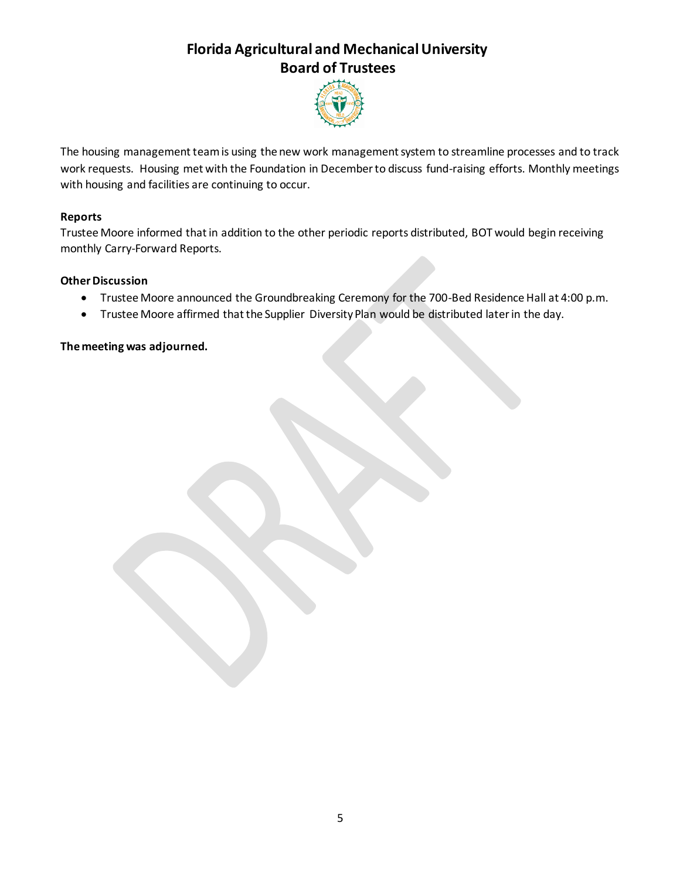The housing management team is using the new work management system to streamline processes and to track work requests. Housing met with the Foundation in December to discuss fund-raising efforts. Monthly meetings with housing and facilities are continuing to occur.

**Reports**

Trustee Moore informed that in addition to the other periodic reports distributed, BOT would begin receiving monthly Carry-Forward Reports.

**Other Discussion**

- Trustee Moore announced the Groundbreaking Ceremony for the 700-Bed Residence Hall at 4:00 p.m.
- Trustee Moore affirmed that the Supplier Diversity Plan would be distributed later in the day.

**The meeting was adjourned.**